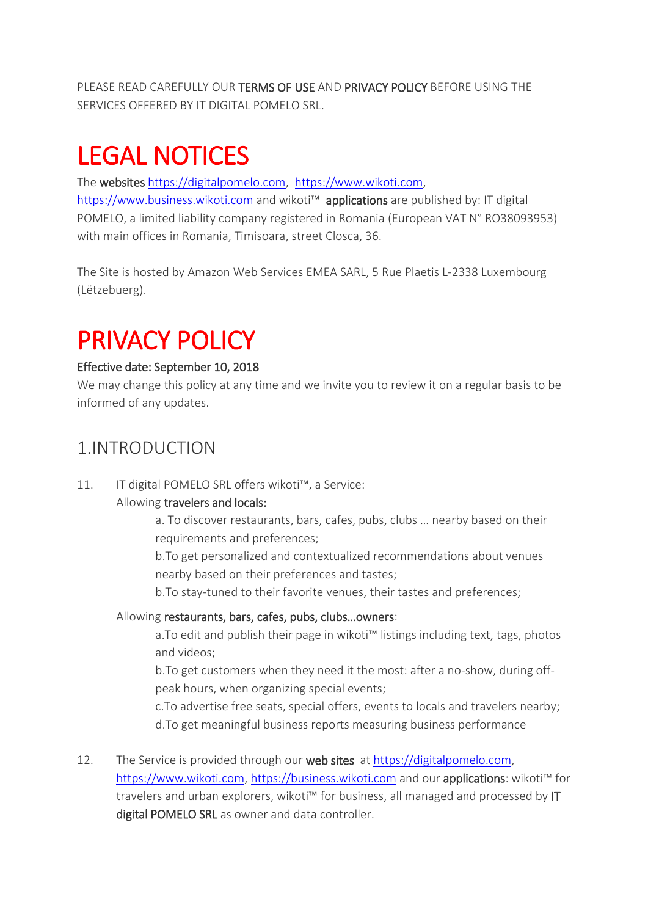PLEASE READ CAREFULLY OUR **TERMS OF USE** AND **PRIVACY POLICY** BEFORE USING THE SERVICES OFFERED BY IT DIGITAL POMELO SRL.

# LEGAL NOTICES

The **websites** https://digitalpomelo.com, https://www.wikoti.com, https://www.business.wikoti.com and wikoti™ **applications** are published by: IT digital POMELO, a limited liability company registered in Romania (European VAT N° RO38093953) with main offices in Romania, Timisoara, street Closca, 36.

The Site is hosted by Amazon Web Services EMEA SARL, 5 Rue Plaetis L-2338 Luxembourg (Lëtzebuerg).

# PRIVACY POLICY

**Effective date: September 10, 2018**

We may change this policy at any time and we invite you to review it on a regular basis to be informed of any updates.

## 1.INTRODUCTION

11. IT digital POMELO SRL offers wikoti™, a Service:

    Allowing **travelers and locals:**

    a. To discover restaurants, bars, cafes, pubs, clubs ... nearby based on their requirements and preferences;

    b.To get personalized and contextualized recommendations about venues nearby based on their preferences and tastes;

    b.To stay-tuned to their favorite venues, their tastes and preferences;

    Allowing **restaurants, bars, cafes, pubs, clubs…owners**:

    a.To edit and publish their page in wikoti™ listings including text, tags, photos and videos;

    b.To get customers when they need it the most: after a no-show, during off-peak hours, when organizing special events;

    c.To advertise free seats, special offers, events to locals and travelers nearby;

    d.To get meaningful business reports measuring business performance

12. The Service is provided through our **web sites** at https://digitalpomelo.com, https://www.wikoti.com, https://business.wikoti.com and our **applications**: wikoti™ for travelers and urban explorers, wikoti™ for business, all managed and processed by **IT digital POMELO SRL** as owner and data controller.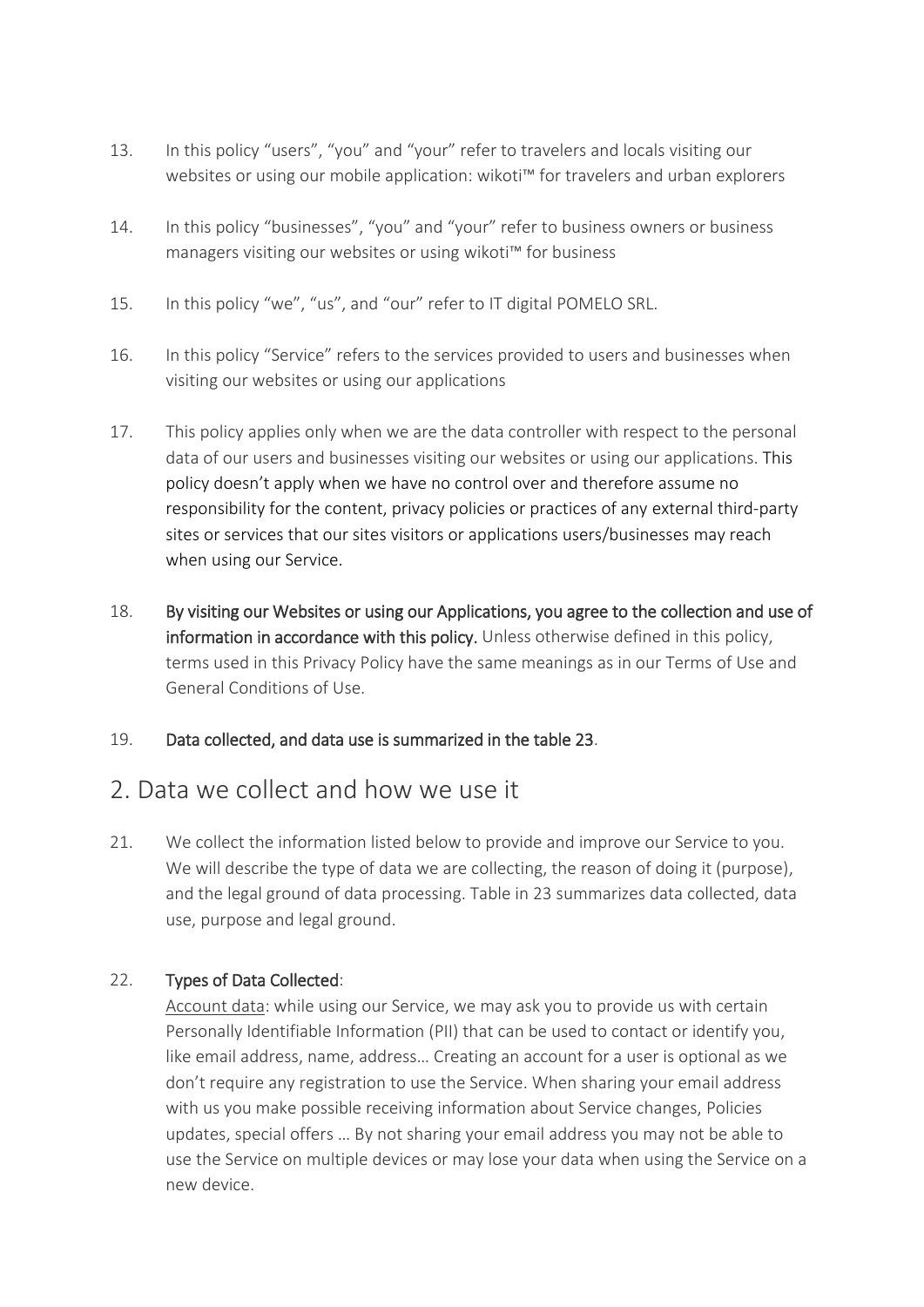13. In this policy "users", "you" and "your" refer to travelers and locals visiting our websites or using our mobile application: wikoti™ for travelers and urban explorers

14. In this policy "businesses", "you" and "your" refer to business owners or business managers visiting our websites or using wikoti™ for business

15. In this policy "we", "us", and "our" refer to IT digital POMELO SRL.

16. In this policy "Service" refers to the services provided to users and businesses when visiting our websites or using our applications

17. This policy applies only when we are the data controller with respect to the personal data of our users and businesses visiting our websites or using our applications. This policy doesn't apply when we have no control over and therefore assume no responsibility for the content, privacy policies or practices of any external third-party sites or services that our sites visitors or applications users/businesses may reach when using our Service.

18. **By visiting our Websites or using our Applications, you agree to the collection and use of information in accordance with this policy.** Unless otherwise defined in this policy, terms used in this Privacy Policy have the same meanings as in our Terms of Use and General Conditions of Use.

19. **Data collected, and data use is summarized in the table 23**.

## 2. Data we collect and how we use it

21. We collect the information listed below to provide and improve our Service to you. We will describe the type of data we are collecting, the reason of doing it (purpose), and the legal ground of data processing. Table in 23 summarizes data collected, data use, purpose and legal ground.

22. **Types of Data Collected**:
    Account data: while using our Service, we may ask you to provide us with certain Personally Identifiable Information (PII) that can be used to contact or identify you, like email address, name, address… Creating an account for a user is optional as we don't require any registration to use the Service. When sharing your email address with us you make possible receiving information about Service changes, Policies updates, special offers … By not sharing your email address you may not be able to use the Service on multiple devices or may lose your data when using the Service on a new device.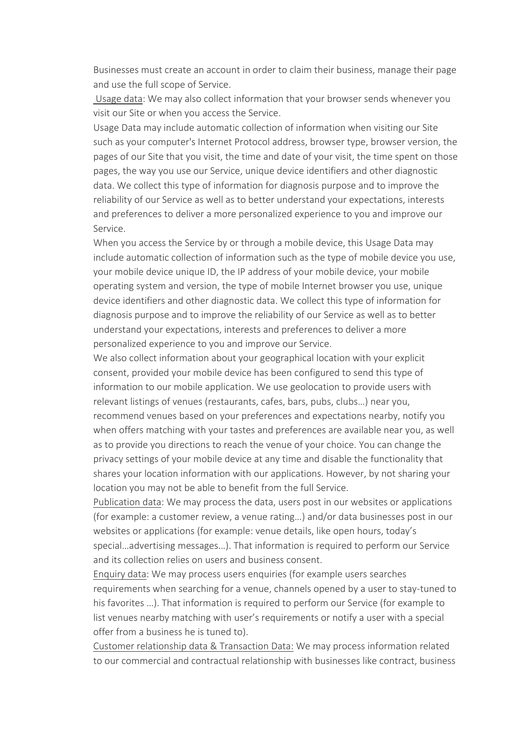Businesses must create an account in order to claim their business, manage their page and use the full scope of Service.

Usage data: We may also collect information that your browser sends whenever you visit our Site or when you access the Service.

Usage Data may include automatic collection of information when visiting our Site such as your computer's Internet Protocol address, browser type, browser version, the pages of our Site that you visit, the time and date of your visit, the time spent on those pages, the way you use our Service, unique device identifiers and other diagnostic data. We collect this type of information for diagnosis purpose and to improve the reliability of our Service as well as to better understand your expectations, interests and preferences to deliver a more personalized experience to you and improve our Service.

When you access the Service by or through a mobile device, this Usage Data may include automatic collection of information such as the type of mobile device you use, your mobile device unique ID, the IP address of your mobile device, your mobile operating system and version, the type of mobile Internet browser you use, unique device identifiers and other diagnostic data. We collect this type of information for diagnosis purpose and to improve the reliability of our Service as well as to better understand your expectations, interests and preferences to deliver a more personalized experience to you and improve our Service.

We also collect information about your geographical location with your explicit consent, provided your mobile device has been configured to send this type of information to our mobile application. We use geolocation to provide users with relevant listings of venues (restaurants, cafes, bars, pubs, clubs…) near you, recommend venues based on your preferences and expectations nearby, notify you when offers matching with your tastes and preferences are available near you, as well as to provide you directions to reach the venue of your choice. You can change the privacy settings of your mobile device at any time and disable the functionality that shares your location information with our applications. However, by not sharing your location you may not be able to benefit from the full Service.

Publication data: We may process the data, users post in our websites or applications (for example: a customer review, a venue rating…) and/or data businesses post in our websites or applications (for example: venue details, like open hours, today's special…advertising messages…). That information is required to perform our Service and its collection relies on users and business consent.

Enquiry data: We may process users enquiries (for example users searches requirements when searching for a venue, channels opened by a user to stay-tuned to his favorites …). That information is required to perform our Service (for example to list venues nearby matching with user's requirements or notify a user with a special offer from a business he is tuned to).

Customer relationship data & Transaction Data: We may process information related to our commercial and contractual relationship with businesses like contract, business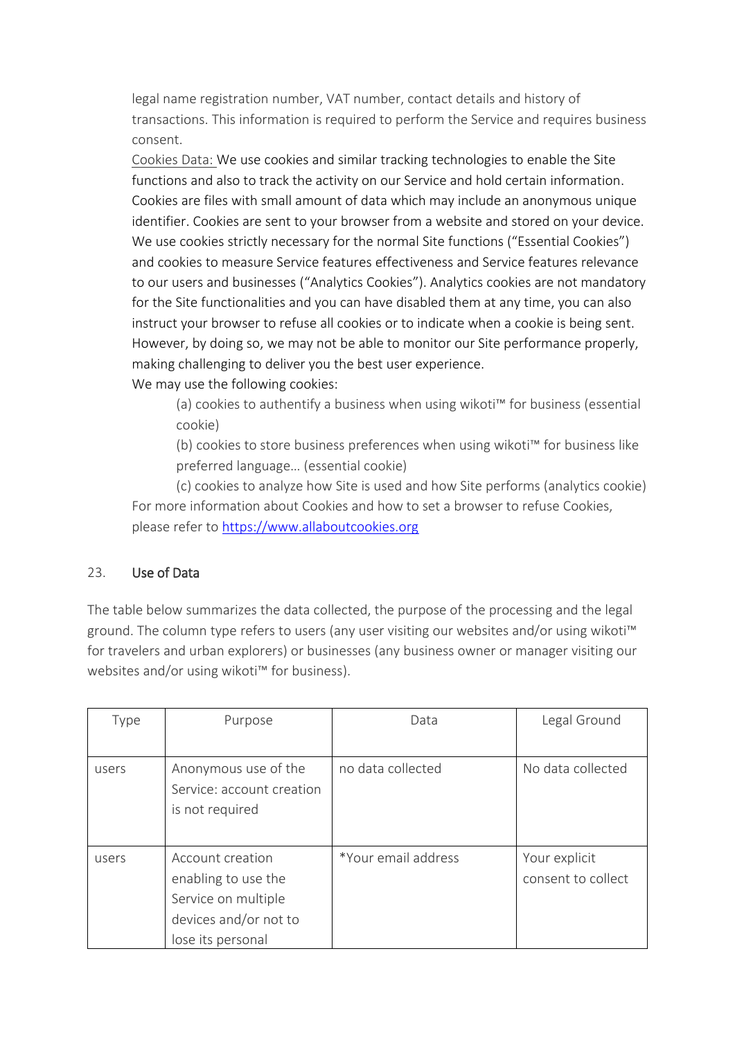legal name registration number, VAT number, contact details and history of transactions. This information is required to perform the Service and requires business consent.

Cookies Data: We use cookies and similar tracking technologies to enable the Site functions and also to track the activity on our Service and hold certain information. Cookies are files with small amount of data which may include an anonymous unique identifier. Cookies are sent to your browser from a website and stored on your device. We use cookies strictly necessary for the normal Site functions ("Essential Cookies") and cookies to measure Service features effectiveness and Service features relevance to our users and businesses ("Analytics Cookies"). Analytics cookies are not mandatory for the Site functionalities and you can have disabled them at any time, you can also instruct your browser to refuse all cookies or to indicate when a cookie is being sent. However, by doing so, we may not be able to monitor our Site performance properly, making challenging to deliver you the best user experience.

We may use the following cookies:

(a) cookies to authentify a business when using wikoti™ for business (essential cookie)

(b) cookies to store business preferences when using wikoti™ for business like preferred language… (essential cookie)

(c) cookies to analyze how Site is used and how Site performs (analytics cookie)

For more information about Cookies and how to set a browser to refuse Cookies, please refer to https://www.allaboutcookies.org

## 23. Use of Data

The table below summarizes the data collected, the purpose of the processing and the legal ground. The column type refers to users (any user visiting our websites and/or using wikoti™ for travelers and urban explorers) or businesses (any business owner or manager visiting our websites and/or using wikoti™ for business).

| Type | Purpose | Data | Legal Ground |
|---|---|---|---|
| users | Anonymous use of the Service: account creation is not required | no data collected | No data collected |
| users | Account creation enabling to use the Service on multiple devices and/or not to lose its personal | *Your email address | Your explicit consent to collect |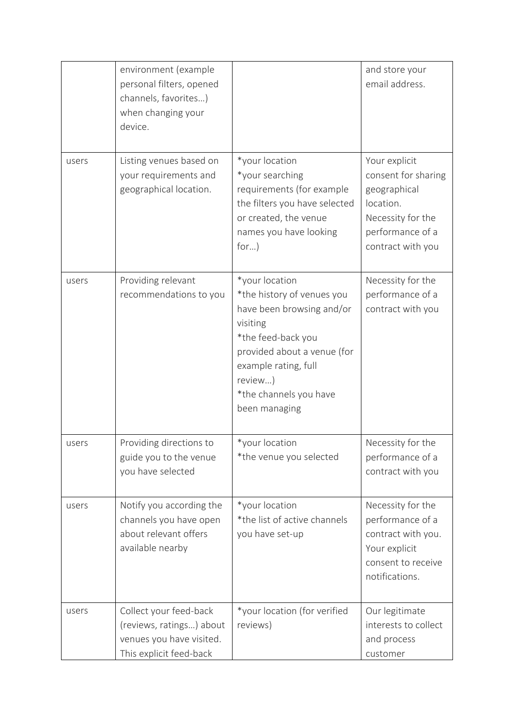| | | | |
|---|---|---|---|
| | environment (example personal filters, opened channels, favorites…) when changing your device. | | and store your email address. |
| users | Listing venues based on your requirements and geographical location. | *your location<br>*your searching requirements (for example the filters you have selected or created, the venue names you have looking for…) | Your explicit consent for sharing geographical location.<br>Necessity for the performance of a contract with you |
| users | Providing relevant recommendations to you | *your location<br>*the history of venues you have been browsing and/or visiting<br>*the feed-back you provided about a venue (for example rating, full review…)<br>*the channels you have been managing | Necessity for the performance of a contract with you |
| users | Providing directions to guide you to the venue you have selected | *your location<br>*the venue you selected | Necessity for the performance of a contract with you |
| users | Notify you according the channels you have open about relevant offers available nearby | *your location<br>*the list of active channels you have set-up | Necessity for the performance of a contract with you.<br>Your explicit consent to receive notifications. |
| users | Collect your feed-back (reviews, ratings…) about venues you have visited. This explicit feed-back | *your location (for verified reviews) | Our legitimate interests to collect and process customer |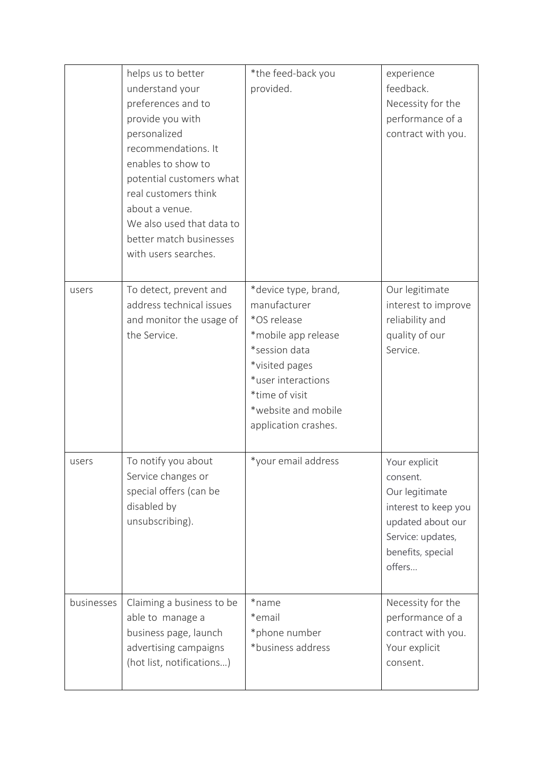| | | | |
|---|---|---|---|
| | helps us to better understand your preferences and to provide you with personalized recommendations. It enables to show to potential customers what real customers think about a venue.<br>We also used that data to better match businesses with users searches. | *the feed-back you provided. | experience feedback.<br>Necessity for the performance of a contract with you. |
| users | To detect, prevent and address technical issues and monitor the usage of the Service. | *device type, brand, manufacturer<br>*OS release<br>*mobile app release<br>*session data<br>*visited pages<br>*user interactions<br>*time of visit<br>*website and mobile application crashes. | Our legitimate interest to improve reliability and quality of our Service. |
| users | To notify you about Service changes or special offers (can be disabled by unsubscribing). | *your email address | Your explicit consent.<br>Our legitimate interest to keep you updated about our Service: updates, benefits, special offers… |
| businesses | Claiming a business to be able to manage a business page, launch advertising campaigns (hot list, notifications…) | *name<br>*email<br>*phone number<br>*business address | Necessity for the performance of a contract with you.<br>Your explicit consent. |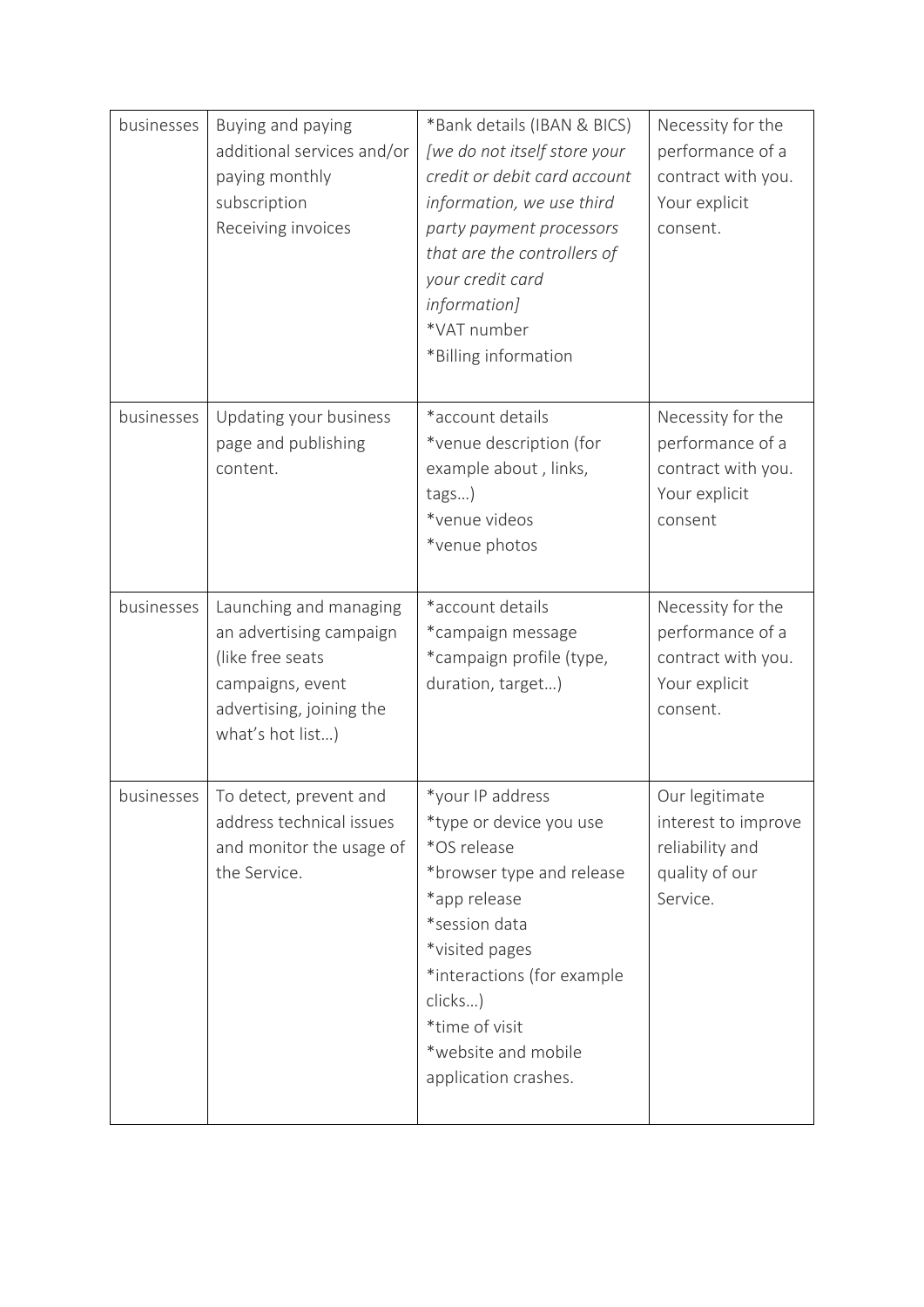| businesses | Buying and paying additional services and/or paying monthly subscription<br>Receiving invoices | *Bank details (IBAN & BICS) *[we do not itself store your credit or debit card account information, we use third party payment processors that are the controllers of your credit card information]*<br>*VAT number<br>*Billing information | Necessity for the performance of a contract with you. Your explicit consent. |
|---|---|---|---|
| businesses | Updating your business page and publishing content. | *account details<br>*venue description (for example about , links, tags…)<br>*venue videos<br>*venue photos | Necessity for the performance of a contract with you. Your explicit consent |
| businesses | Launching and managing an advertising campaign (like free seats campaigns, event advertising, joining the what's hot list…) | *account details<br>*campaign message<br>*campaign profile (type, duration, target…) | Necessity for the performance of a contract with you. Your explicit consent. |
| businesses | To detect, prevent and address technical issues and monitor the usage of the Service. | *your IP address<br>*type or device you use<br>*OS release<br>*browser type and release<br>*app release<br>*session data<br>*visited pages<br>*interactions (for example clicks…)<br>*time of visit<br>*website and mobile application crashes. | Our legitimate interest to improve reliability and quality of our Service. |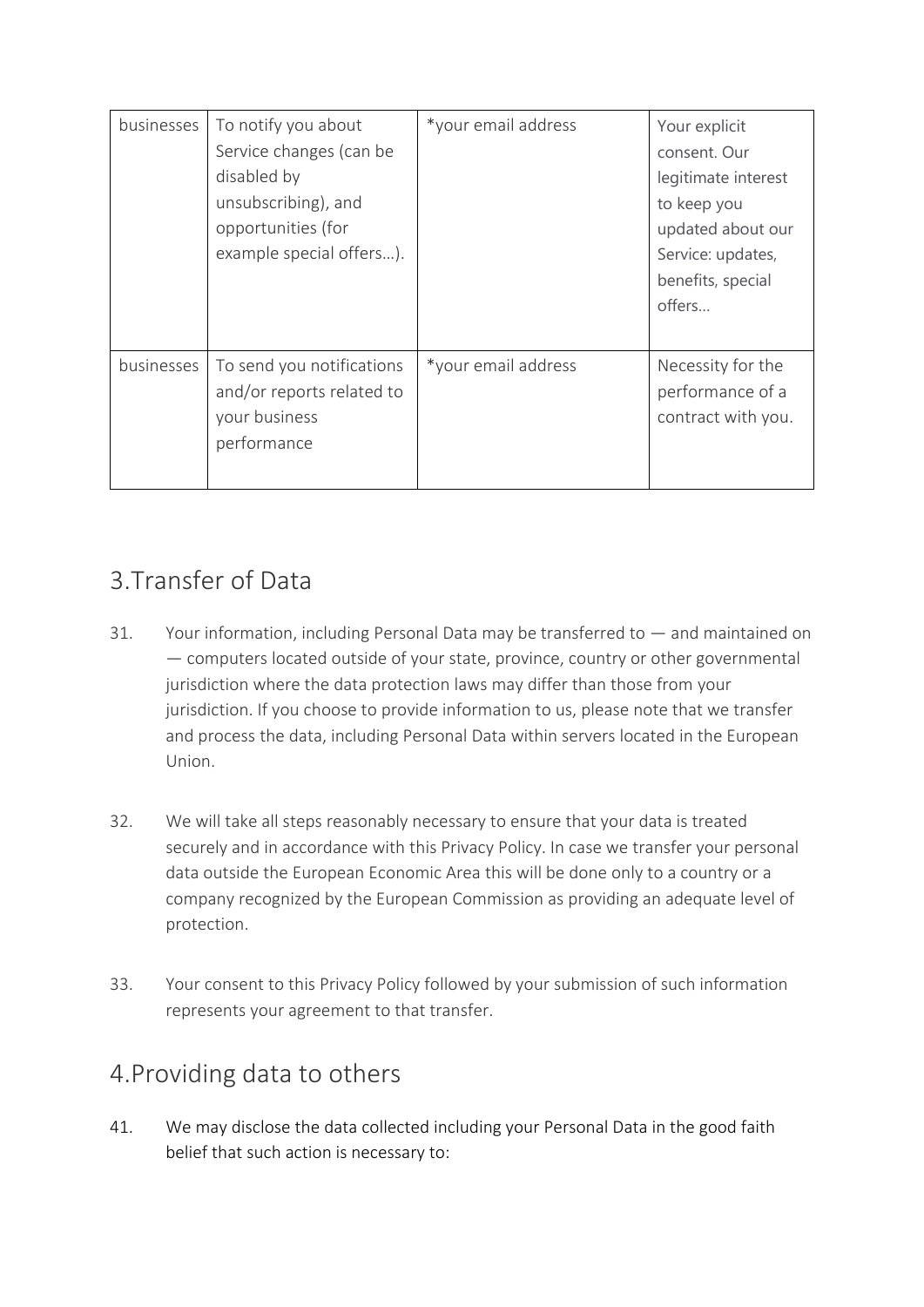| businesses | To notify you about Service changes (can be disabled by unsubscribing), and opportunities (for example special offers…). | *your email address | Your explicit consent. Our legitimate interest to keep you updated about our Service: updates, benefits, special offers… |
|---|---|---|---|
| businesses | To send you notifications and/or reports related to your business performance | *your email address | Necessity for the performance of a contract with you. |

## 3.Transfer of Data

31. Your information, including Personal Data may be transferred to — and maintained on — computers located outside of your state, province, country or other governmental jurisdiction where the data protection laws may differ than those from your jurisdiction. If you choose to provide information to us, please note that we transfer and process the data, including Personal Data within servers located in the European Union.

32. We will take all steps reasonably necessary to ensure that your data is treated securely and in accordance with this Privacy Policy. In case we transfer your personal data outside the European Economic Area this will be done only to a country or a company recognized by the European Commission as providing an adequate level of protection.

33. Your consent to this Privacy Policy followed by your submission of such information represents your agreement to that transfer.

## 4.Providing data to others

41. We may disclose the data collected including your Personal Data in the good faith belief that such action is necessary to: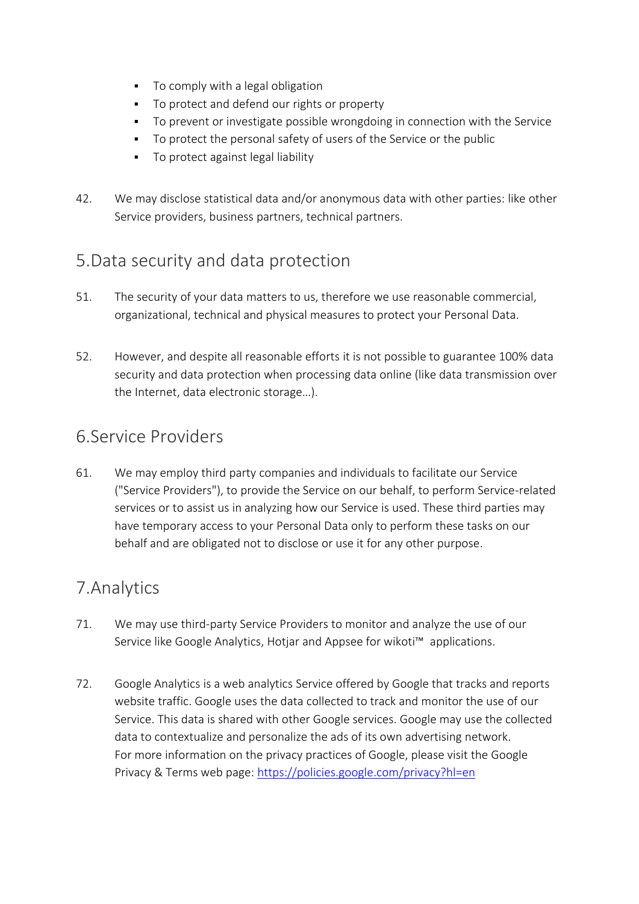- To comply with a legal obligation
- To protect and defend our rights or property
- To prevent or investigate possible wrongdoing in connection with the Service
- To protect the personal safety of users of the Service or the public
- To protect against legal liability

42. We may disclose statistical data and/or anonymous data with other parties: like other Service providers, business partners, technical partners.

## 5.Data security and data protection

51. The security of your data matters to us, therefore we use reasonable commercial, organizational, technical and physical measures to protect your Personal Data.

52. However, and despite all reasonable efforts it is not possible to guarantee 100% data security and data protection when processing data online (like data transmission over the Internet, data electronic storage…).

## 6.Service Providers

61. We may employ third party companies and individuals to facilitate our Service ("Service Providers"), to provide the Service on our behalf, to perform Service-related services or to assist us in analyzing how our Service is used. These third parties may have temporary access to your Personal Data only to perform these tasks on our behalf and are obligated not to disclose or use it for any other purpose.

## 7.Analytics

71. We may use third-party Service Providers to monitor and analyze the use of our Service like Google Analytics, Hotjar and Appsee for wikoti™ applications.

72. Google Analytics is a web analytics Service offered by Google that tracks and reports website traffic. Google uses the data collected to track and monitor the use of our Service. This data is shared with other Google services. Google may use the collected data to contextualize and personalize the ads of its own advertising network.
For more information on the privacy practices of Google, please visit the Google Privacy & Terms web page: [https://policies.google.com/privacy?hl=en](https://policies.google.com/privacy?hl=en)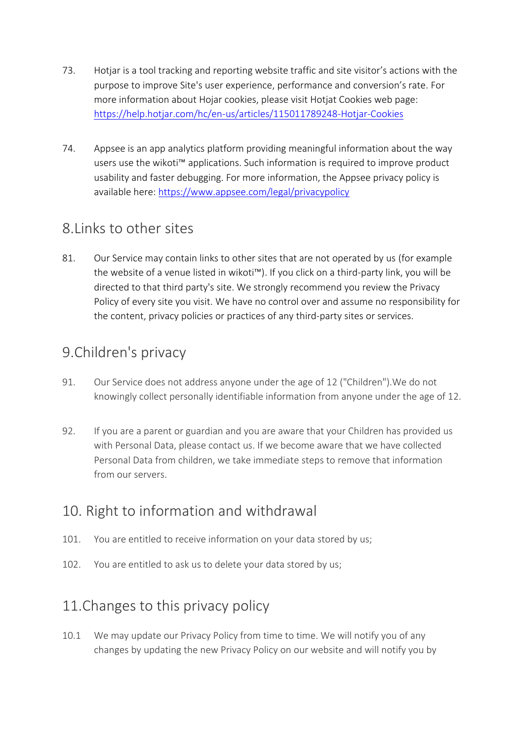73. Hotjar is a tool tracking and reporting website traffic and site visitor's actions with the purpose to improve Site's user experience, performance and conversion's rate. For more information about Hojar cookies, please visit Hotjat Cookies web page: [https://help.hotjar.com/hc/en-us/articles/115011789248-Hotjar-Cookies](https://help.hotjar.com/hc/en-us/articles/115011789248-Hotjar-Cookies)

74. Appsee is an app analytics platform providing meaningful information about the way users use the wikoti™ applications. Such information is required to improve product usability and faster debugging. For more information, the Appsee privacy policy is available here: [https://www.appsee.com/legal/privacypolicy](https://www.appsee.com/legal/privacypolicy)

## 8.Links to other sites

81. Our Service may contain links to other sites that are not operated by us (for example the website of a venue listed in wikoti™). If you click on a third-party link, you will be directed to that third party's site. We strongly recommend you review the Privacy Policy of every site you visit. We have no control over and assume no responsibility for the content, privacy policies or practices of any third-party sites or services.

## 9.Children's privacy

91. Our Service does not address anyone under the age of 12 ("Children").We do not knowingly collect personally identifiable information from anyone under the age of 12.

92. If you are a parent or guardian and you are aware that your Children has provided us with Personal Data, please contact us. If we become aware that we have collected Personal Data from children, we take immediate steps to remove that information from our servers.

## 10. Right to information and withdrawal

101. You are entitled to receive information on your data stored by us;

102. You are entitled to ask us to delete your data stored by us;

## 11.Changes to this privacy policy

10.1 We may update our Privacy Policy from time to time. We will notify you of any changes by updating the new Privacy Policy on our website and will notify you by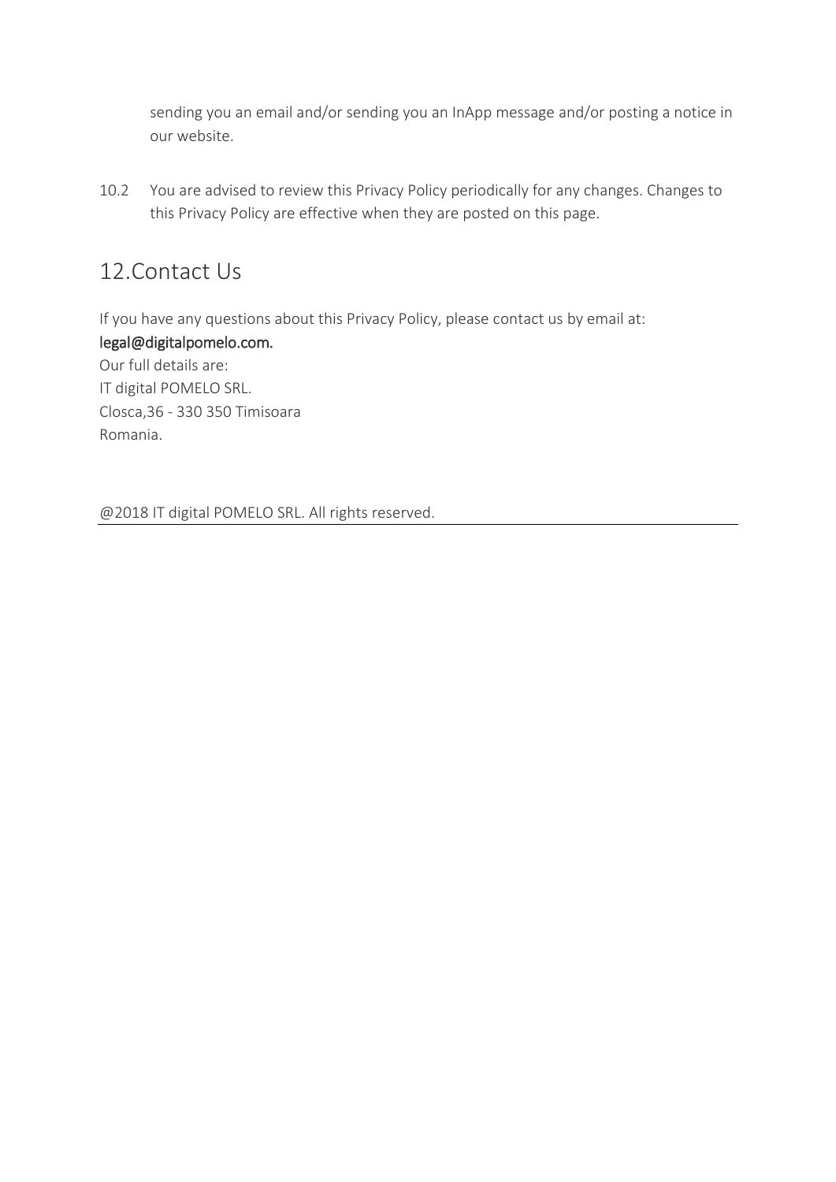sending you an email and/or sending you an InApp message and/or posting a notice in our website.

10.2 You are advised to review this Privacy Policy periodically for any changes. Changes to this Privacy Policy are effective when they are posted on this page.

## 12.Contact Us

If you have any questions about this Privacy Policy, please contact us by email at: legal@digitalpomelo.com.
Our full details are:
IT digital POMELO SRL.
Closca,36 - 330 350 Timisoara
Romania.

@2018 IT digital POMELO SRL. All rights reserved.